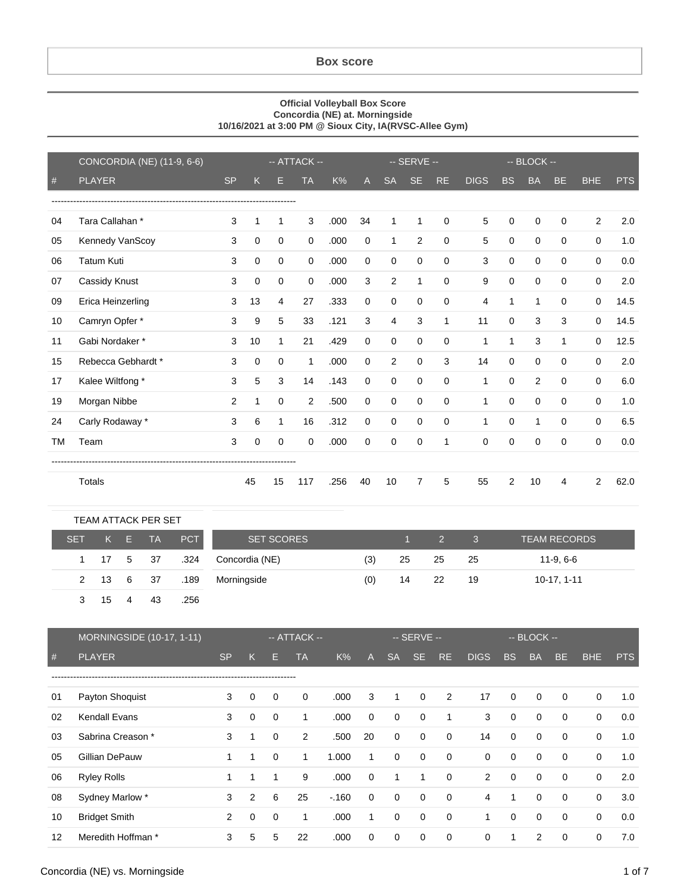# Box score

**Official Volleyball Box Score**
**Concordia (NE) at. Morningside**
**10/16/2021 at 3:00 PM @ Sioux City, IA(RVSC-Allee Gym)**

| | CONCORDIA (NE) (11-9, 6-6) | | -- ATTACK -- | | | | | -- SERVE -- | | | | -- BLOCK -- | | | | |
|---|---|---|---|---|---|---|---|---|---|---|---|---|---|---|---|---|
| # | PLAYER | SP | K | E | TA | K% | A | SA | SE | RE | DIGS | BS | BA | BE | BHE | PTS |
| 04 | Tara Callahan * | 3 | 1 | 1 | 3 | .000 | 34 | 1 | 1 | 0 | 5 | 0 | 0 | 0 | 2 | 2.0 |
| 05 | Kennedy VanScoy | 3 | 0 | 0 | 0 | .000 | 0 | 1 | 2 | 0 | 5 | 0 | 0 | 0 | 0 | 1.0 |
| 06 | Tatum Kuti | 3 | 0 | 0 | 0 | .000 | 0 | 0 | 0 | 0 | 3 | 0 | 0 | 0 | 0 | 0.0 |
| 07 | Cassidy Knust | 3 | 0 | 0 | 0 | .000 | 3 | 2 | 1 | 0 | 9 | 0 | 0 | 0 | 0 | 2.0 |
| 09 | Erica Heinzerling | 3 | 13 | 4 | 27 | .333 | 0 | 0 | 0 | 0 | 4 | 1 | 1 | 0 | 0 | 14.5 |
| 10 | Camryn Opfer * | 3 | 9 | 5 | 33 | .121 | 3 | 4 | 3 | 1 | 11 | 0 | 3 | 3 | 0 | 14.5 |
| 11 | Gabi Nordaker * | 3 | 10 | 1 | 21 | .429 | 0 | 0 | 0 | 0 | 1 | 1 | 3 | 1 | 0 | 12.5 |
| 15 | Rebecca Gebhardt * | 3 | 0 | 0 | 1 | .000 | 0 | 2 | 0 | 3 | 14 | 0 | 0 | 0 | 0 | 2.0 |
| 17 | Kalee Wiltfong * | 3 | 5 | 3 | 14 | .143 | 0 | 0 | 0 | 0 | 1 | 0 | 2 | 0 | 0 | 6.0 |
| 19 | Morgan Nibbe | 2 | 1 | 0 | 2 | .500 | 0 | 0 | 0 | 0 | 1 | 0 | 0 | 0 | 0 | 1.0 |
| 24 | Carly Rodaway * | 3 | 6 | 1 | 16 | .312 | 0 | 0 | 0 | 0 | 1 | 0 | 1 | 0 | 0 | 6.5 |
| TM | Team | 3 | 0 | 0 | 0 | .000 | 0 | 0 | 0 | 1 | 0 | 0 | 0 | 0 | 0 | 0.0 |
| | Totals | | 45 | 15 | 117 | .256 | 40 | 10 | 7 | 5 | 55 | 2 | 10 | 4 | 2 | 62.0 |

TEAM ATTACK PER SET

| SET | K | E | TA | PCT |
|---|---|---|---|---|
| 1 | 17 | 5 | 37 | .324 |
| 2 | 13 | 6 | 37 | .189 |
| 3 | 15 | 4 | 43 | .256 |

| SET SCORES | | 1 | 2 | 3 | TEAM RECORDS |
|---|---|---|---|---|---|
| Concordia (NE) | (3) | 25 | 25 | 25 | 11-9, 6-6 |
| Morningside | (0) | 14 | 22 | 19 | 10-17, 1-11 |

| | MORNINGSIDE (10-17, 1-11) | | -- ATTACK -- | | | | | -- SERVE -- | | | | -- BLOCK -- | | | | |
|---|---|---|---|---|---|---|---|---|---|---|---|---|---|---|---|---|
| # | PLAYER | SP | K | E | TA | K% | A | SA | SE | RE | DIGS | BS | BA | BE | BHE | PTS |
| 01 | Payton Shoquist | 3 | 0 | 0 | 0 | .000 | 3 | 1 | 0 | 2 | 17 | 0 | 0 | 0 | 0 | 1.0 |
| 02 | Kendall Evans | 3 | 0 | 0 | 1 | .000 | 0 | 0 | 0 | 1 | 3 | 0 | 0 | 0 | 0 | 0.0 |
| 03 | Sabrina Creason * | 3 | 1 | 0 | 2 | .500 | 20 | 0 | 0 | 0 | 14 | 0 | 0 | 0 | 0 | 1.0 |
| 05 | Gillian DePauw | 1 | 1 | 0 | 1 | 1.000 | 1 | 0 | 0 | 0 | 0 | 0 | 0 | 0 | 0 | 1.0 |
| 06 | Ryley Rolls | 1 | 1 | 1 | 9 | .000 | 0 | 1 | 1 | 0 | 2 | 0 | 0 | 0 | 0 | 2.0 |
| 08 | Sydney Marlow * | 3 | 2 | 6 | 25 | -.160 | 0 | 0 | 0 | 0 | 4 | 1 | 0 | 0 | 0 | 3.0 |
| 10 | Bridget Smith | 2 | 0 | 0 | 1 | .000 | 1 | 0 | 0 | 0 | 1 | 0 | 0 | 0 | 0 | 0.0 |
| 12 | Meredith Hoffman * | 3 | 5 | 5 | 22 | .000 | 0 | 0 | 0 | 0 | 0 | 1 | 2 | 0 | 0 | 7.0 |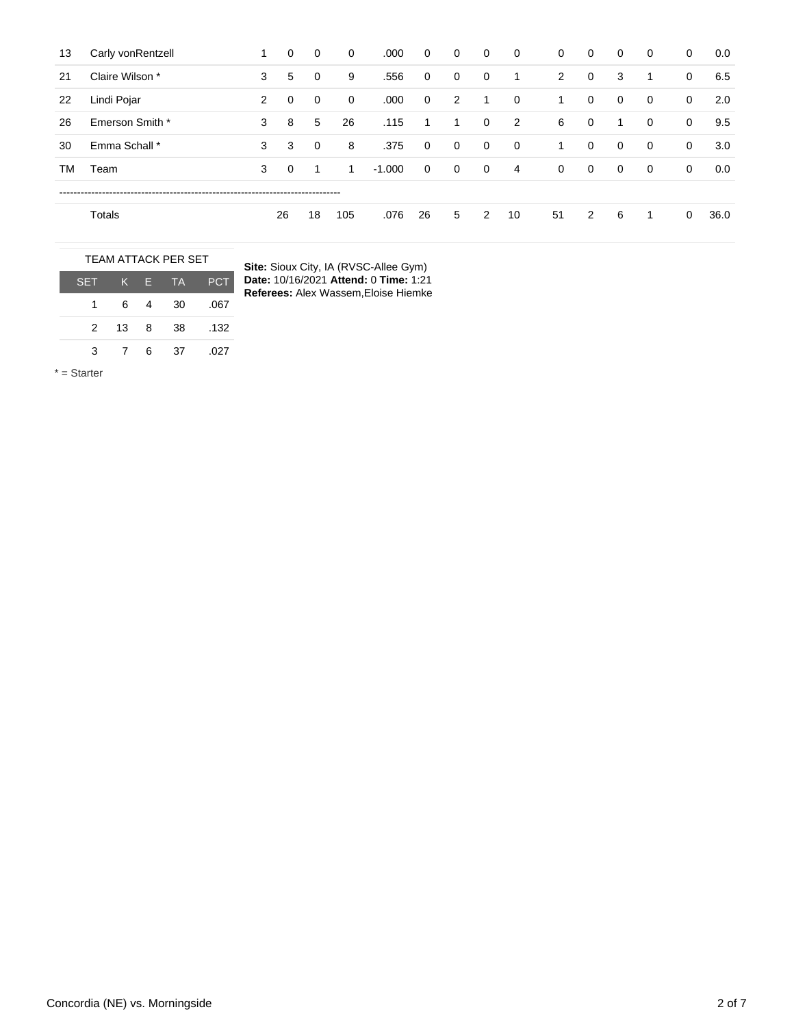| 13 | Carly vonRentzell | 1 | 0 | 0 | 0 | .000 | 0 | 0 | 0 | 0 | 0 | 0 | 0 | 0 | 0 | 0.0 |
|---|---|---|---|---|---|---|---|---|---|---|---|---|---|---|---|---|
| 21 | Claire Wilson * | 3 | 5 | 0 | 9 | .556 | 0 | 0 | 0 | 1 | 2 | 0 | 3 | 1 | 0 | 6.5 |
| 22 | Lindi Pojar | 2 | 0 | 0 | 0 | .000 | 0 | 2 | 1 | 0 | 1 | 0 | 0 | 0 | 0 | 2.0 |
| 26 | Emerson Smith * | 3 | 8 | 5 | 26 | .115 | 1 | 1 | 0 | 2 | 6 | 0 | 1 | 0 | 0 | 9.5 |
| 30 | Emma Schall * | 3 | 3 | 0 | 8 | .375 | 0 | 0 | 0 | 0 | 1 | 0 | 0 | 0 | 0 | 3.0 |
| TM | Team | 3 | 0 | 1 | 1 | -1.000 | 0 | 0 | 0 | 4 | 0 | 0 | 0 | 0 | 0 | 0.0 |
| | Totals | | 26 | 18 | 105 | .076 | 26 | 5 | 2 | 10 | 51 | 2 | 6 | 1 | 0 | 36.0 |

TEAM ATTACK PER SET

| SET | K | E | TA | PCT |
|---|---|---|---|---|
| 1 | 6 | 4 | 30 | .067 |
| 2 | 13 | 8 | 38 | .132 |
| 3 | 7 | 6 | 37 | .027 |

**Site:** Sioux City, IA (RVSC-Allee Gym)
**Date:** 10/16/2021 **Attend:** 0 **Time:** 1:21
**Referees:** Alex Wassem,Eloise Hiemke

* = Starter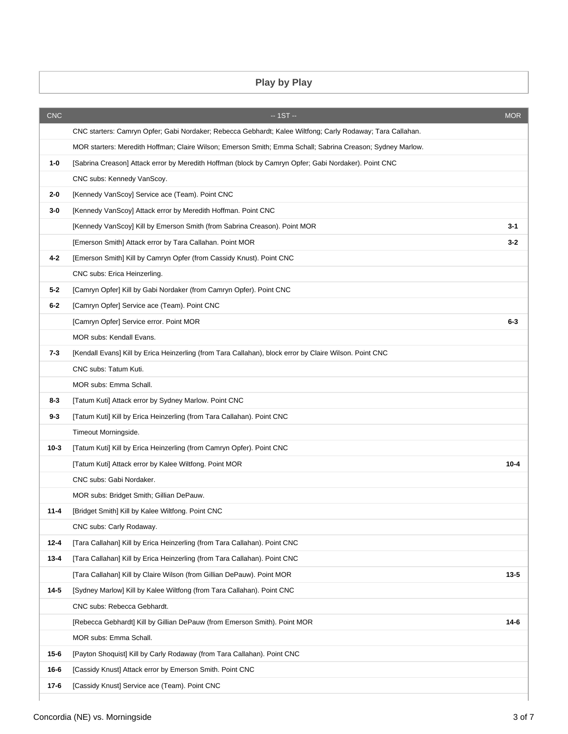## Play by Play

| CNC | -- 1ST -- | MOR |
|---|---|---|
| | CNC starters: Camryn Opfer; Gabi Nordaker; Rebecca Gebhardt; Kalee Wiltfong; Carly Rodaway; Tara Callahan. | |
| | MOR starters: Meredith Hoffman; Claire Wilson; Emerson Smith; Emma Schall; Sabrina Creason; Sydney Marlow. | |
| **1-0** | [Sabrina Creason] Attack error by Meredith Hoffman (block by Camryn Opfer; Gabi Nordaker). Point CNC | |
| | CNC subs: Kennedy VanScoy. | |
| **2-0** | [Kennedy VanScoy] Service ace (Team). Point CNC | |
| **3-0** | [Kennedy VanScoy] Attack error by Meredith Hoffman. Point CNC | |
| | [Kennedy VanScoy] Kill by Emerson Smith (from Sabrina Creason). Point MOR | **3-1** |
| | [Emerson Smith] Attack error by Tara Callahan. Point MOR | **3-2** |
| **4-2** | [Emerson Smith] Kill by Camryn Opfer (from Cassidy Knust). Point CNC | |
| | CNC subs: Erica Heinzerling. | |
| **5-2** | [Camryn Opfer] Kill by Gabi Nordaker (from Camryn Opfer). Point CNC | |
| **6-2** | [Camryn Opfer] Service ace (Team). Point CNC | |
| | [Camryn Opfer] Service error. Point MOR | **6-3** |
| | MOR subs: Kendall Evans. | |
| **7-3** | [Kendall Evans] Kill by Erica Heinzerling (from Tara Callahan), block error by Claire Wilson. Point CNC | |
| | CNC subs: Tatum Kuti. | |
| | MOR subs: Emma Schall. | |
| **8-3** | [Tatum Kuti] Attack error by Sydney Marlow. Point CNC | |
| **9-3** | [Tatum Kuti] Kill by Erica Heinzerling (from Tara Callahan). Point CNC | |
| | Timeout Morningside. | |
| **10-3** | [Tatum Kuti] Kill by Erica Heinzerling (from Camryn Opfer). Point CNC | |
| | [Tatum Kuti] Attack error by Kalee Wiltfong. Point MOR | **10-4** |
| | CNC subs: Gabi Nordaker. | |
| | MOR subs: Bridget Smith; Gillian DePauw. | |
| **11-4** | [Bridget Smith] Kill by Kalee Wiltfong. Point CNC | |
| | CNC subs: Carly Rodaway. | |
| **12-4** | [Tara Callahan] Kill by Erica Heinzerling (from Tara Callahan). Point CNC | |
| **13-4** | [Tara Callahan] Kill by Erica Heinzerling (from Tara Callahan). Point CNC | |
| | [Tara Callahan] Kill by Claire Wilson (from Gillian DePauw). Point MOR | **13-5** |
| **14-5** | [Sydney Marlow] Kill by Kalee Wiltfong (from Tara Callahan). Point CNC | |
| | CNC subs: Rebecca Gebhardt. | |
| | [Rebecca Gebhardt] Kill by Gillian DePauw (from Emerson Smith). Point MOR | **14-6** |
| | MOR subs: Emma Schall. | |
| **15-6** | [Payton Shoquist] Kill by Carly Rodaway (from Tara Callahan). Point CNC | |
| **16-6** | [Cassidy Knust] Attack error by Emerson Smith. Point CNC | |
| **17-6** | [Cassidy Knust] Service ace (Team). Point CNC | |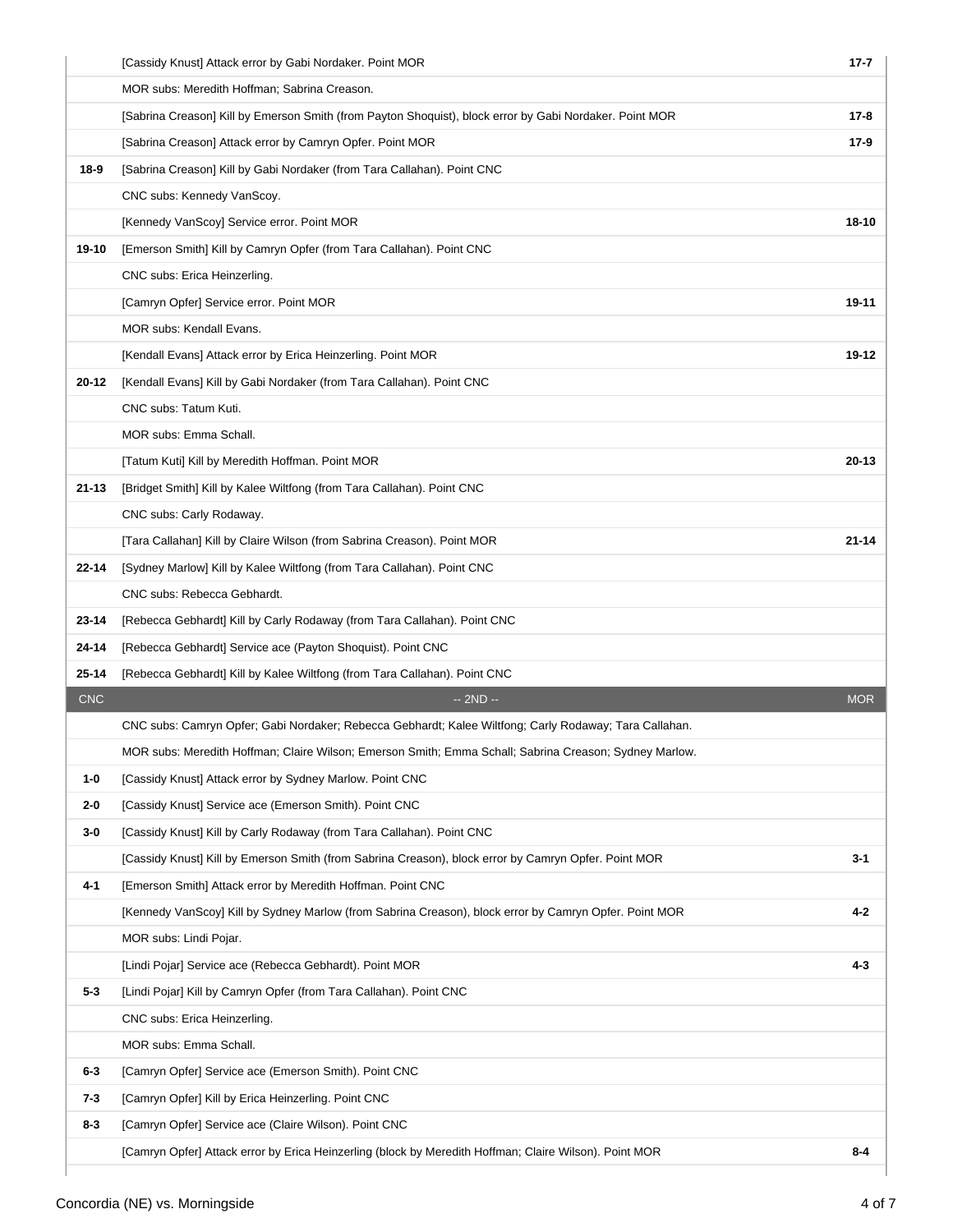| CNC | Play | MOR |
|---|---|---|
| | [Cassidy Knust] Attack error by Gabi Nordaker. Point MOR | 17-7 |
| | MOR subs: Meredith Hoffman; Sabrina Creason. | |
| | [Sabrina Creason] Kill by Emerson Smith (from Payton Shoquist), block error by Gabi Nordaker. Point MOR | 17-8 |
| | [Sabrina Creason] Attack error by Camryn Opfer. Point MOR | 17-9 |
| 18-9 | [Sabrina Creason] Kill by Gabi Nordaker (from Tara Callahan). Point CNC | |
| | CNC subs: Kennedy VanScoy. | |
| | [Kennedy VanScoy] Service error. Point MOR | 18-10 |
| 19-10 | [Emerson Smith] Kill by Camryn Opfer (from Tara Callahan). Point CNC | |
| | CNC subs: Erica Heinzerling. | |
| | [Camryn Opfer] Service error. Point MOR | 19-11 |
| | MOR subs: Kendall Evans. | |
| | [Kendall Evans] Attack error by Erica Heinzerling. Point MOR | 19-12 |
| 20-12 | [Kendall Evans] Kill by Gabi Nordaker (from Tara Callahan). Point CNC | |
| | CNC subs: Tatum Kuti. | |
| | MOR subs: Emma Schall. | |
| | [Tatum Kuti] Kill by Meredith Hoffman. Point MOR | 20-13 |
| 21-13 | [Bridget Smith] Kill by Kalee Wiltfong (from Tara Callahan). Point CNC | |
| | CNC subs: Carly Rodaway. | |
| | [Tara Callahan] Kill by Claire Wilson (from Sabrina Creason). Point MOR | 21-14 |
| 22-14 | [Sydney Marlow] Kill by Kalee Wiltfong (from Tara Callahan). Point CNC | |
| | CNC subs: Rebecca Gebhardt. | |
| 23-14 | [Rebecca Gebhardt] Kill by Carly Rodaway (from Tara Callahan). Point CNC | |
| 24-14 | [Rebecca Gebhardt] Service ace (Payton Shoquist). Point CNC | |
| 25-14 | [Rebecca Gebhardt] Kill by Kalee Wiltfong (from Tara Callahan). Point CNC | |
| **CNC** | **-- 2ND --** | **MOR** |
| | CNC subs: Camryn Opfer; Gabi Nordaker; Rebecca Gebhardt; Kalee Wiltfong; Carly Rodaway; Tara Callahan. | |
| | MOR subs: Meredith Hoffman; Claire Wilson; Emerson Smith; Emma Schall; Sabrina Creason; Sydney Marlow. | |
| 1-0 | [Cassidy Knust] Attack error by Sydney Marlow. Point CNC | |
| 2-0 | [Cassidy Knust] Service ace (Emerson Smith). Point CNC | |
| 3-0 | [Cassidy Knust] Kill by Carly Rodaway (from Tara Callahan). Point CNC | |
| | [Cassidy Knust] Kill by Emerson Smith (from Sabrina Creason), block error by Camryn Opfer. Point MOR | 3-1 |
| 4-1 | [Emerson Smith] Attack error by Meredith Hoffman. Point CNC | |
| | [Kennedy VanScoy] Kill by Sydney Marlow (from Sabrina Creason), block error by Camryn Opfer. Point MOR | 4-2 |
| | MOR subs: Lindi Pojar. | |
| | [Lindi Pojar] Service ace (Rebecca Gebhardt). Point MOR | 4-3 |
| 5-3 | [Lindi Pojar] Kill by Camryn Opfer (from Tara Callahan). Point CNC | |
| | CNC subs: Erica Heinzerling. | |
| | MOR subs: Emma Schall. | |
| 6-3 | [Camryn Opfer] Service ace (Emerson Smith). Point CNC | |
| 7-3 | [Camryn Opfer] Kill by Erica Heinzerling. Point CNC | |
| 8-3 | [Camryn Opfer] Service ace (Claire Wilson). Point CNC | |
| | [Camryn Opfer] Attack error by Erica Heinzerling (block by Meredith Hoffman; Claire Wilson). Point MOR | 8-4 |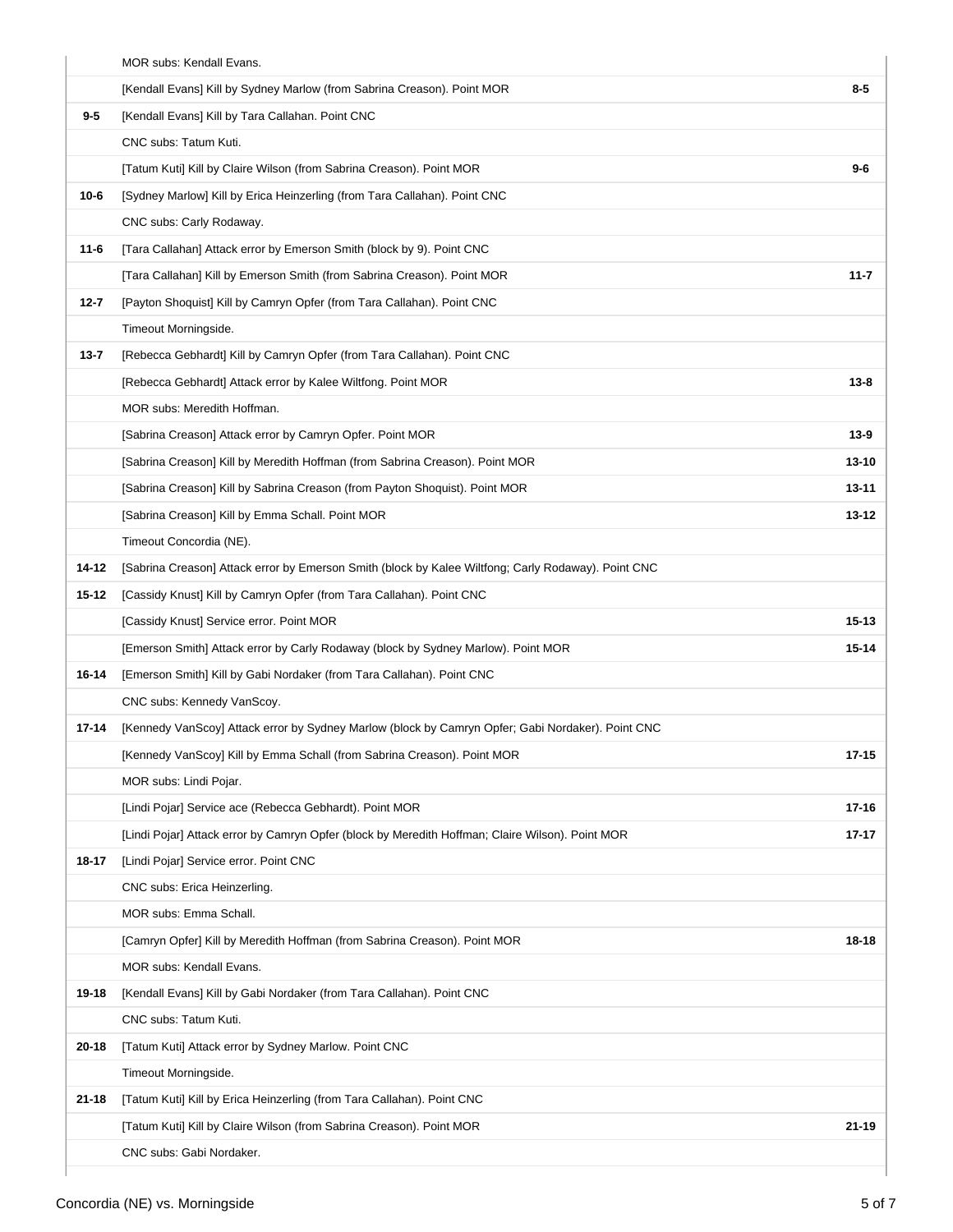| CNC | Play | MOR |
|---|---|---|
| | MOR subs: Kendall Evans. | |
| | [Kendall Evans] Kill by Sydney Marlow (from Sabrina Creason). Point MOR | 8-5 |
| 9-5 | [Kendall Evans] Kill by Tara Callahan. Point CNC | |
| | CNC subs: Tatum Kuti. | |
| | [Tatum Kuti] Kill by Claire Wilson (from Sabrina Creason). Point MOR | 9-6 |
| 10-6 | [Sydney Marlow] Kill by Erica Heinzerling (from Tara Callahan). Point CNC | |
| | CNC subs: Carly Rodaway. | |
| 11-6 | [Tara Callahan] Attack error by Emerson Smith (block by 9). Point CNC | |
| | [Tara Callahan] Kill by Emerson Smith (from Sabrina Creason). Point MOR | 11-7 |
| 12-7 | [Payton Shoquist] Kill by Camryn Opfer (from Tara Callahan). Point CNC | |
| | Timeout Morningside. | |
| 13-7 | [Rebecca Gebhardt] Kill by Camryn Opfer (from Tara Callahan). Point CNC | |
| | [Rebecca Gebhardt] Attack error by Kalee Wiltfong. Point MOR | 13-8 |
| | MOR subs: Meredith Hoffman. | |
| | [Sabrina Creason] Attack error by Camryn Opfer. Point MOR | 13-9 |
| | [Sabrina Creason] Kill by Meredith Hoffman (from Sabrina Creason). Point MOR | 13-10 |
| | [Sabrina Creason] Kill by Sabrina Creason (from Payton Shoquist). Point MOR | 13-11 |
| | [Sabrina Creason] Kill by Emma Schall. Point MOR | 13-12 |
| | Timeout Concordia (NE). | |
| 14-12 | [Sabrina Creason] Attack error by Emerson Smith (block by Kalee Wiltfong; Carly Rodaway). Point CNC | |
| 15-12 | [Cassidy Knust] Kill by Camryn Opfer (from Tara Callahan). Point CNC | |
| | [Cassidy Knust] Service error. Point MOR | 15-13 |
| | [Emerson Smith] Attack error by Carly Rodaway (block by Sydney Marlow). Point MOR | 15-14 |
| 16-14 | [Emerson Smith] Kill by Gabi Nordaker (from Tara Callahan). Point CNC | |
| | CNC subs: Kennedy VanScoy. | |
| 17-14 | [Kennedy VanScoy] Attack error by Sydney Marlow (block by Camryn Opfer; Gabi Nordaker). Point CNC | |
| | [Kennedy VanScoy] Kill by Emma Schall (from Sabrina Creason). Point MOR | 17-15 |
| | MOR subs: Lindi Pojar. | |
| | [Lindi Pojar] Service ace (Rebecca Gebhardt). Point MOR | 17-16 |
| | [Lindi Pojar] Attack error by Camryn Opfer (block by Meredith Hoffman; Claire Wilson). Point MOR | 17-17 |
| 18-17 | [Lindi Pojar] Service error. Point CNC | |
| | CNC subs: Erica Heinzerling. | |
| | MOR subs: Emma Schall. | |
| | [Camryn Opfer] Kill by Meredith Hoffman (from Sabrina Creason). Point MOR | 18-18 |
| | MOR subs: Kendall Evans. | |
| 19-18 | [Kendall Evans] Kill by Gabi Nordaker (from Tara Callahan). Point CNC | |
| | CNC subs: Tatum Kuti. | |
| 20-18 | [Tatum Kuti] Attack error by Sydney Marlow. Point CNC | |
| | Timeout Morningside. | |
| 21-18 | [Tatum Kuti] Kill by Erica Heinzerling (from Tara Callahan). Point CNC | |
| | [Tatum Kuti] Kill by Claire Wilson (from Sabrina Creason). Point MOR | 21-19 |
| | CNC subs: Gabi Nordaker. | |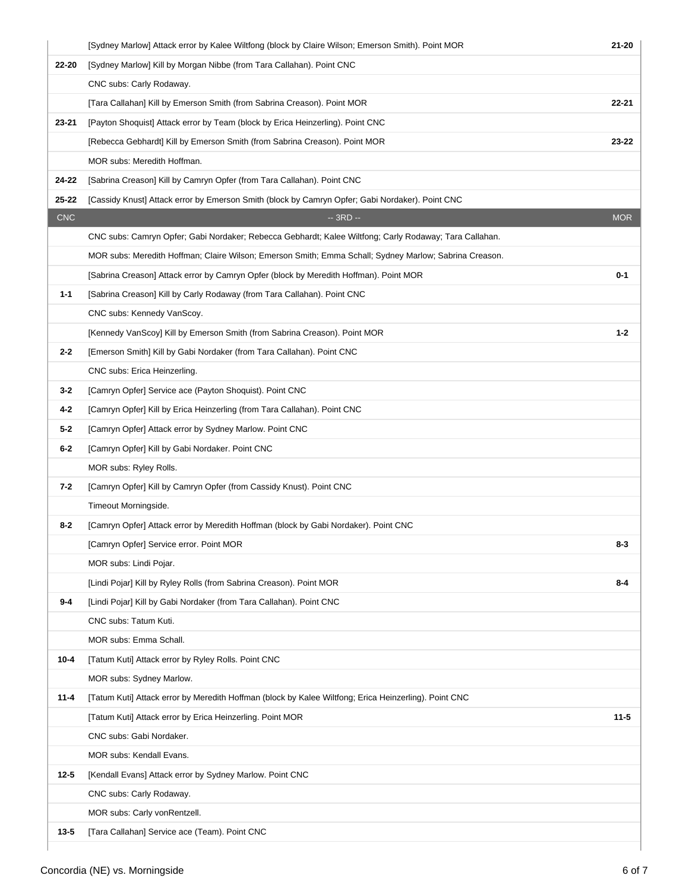| CNC | Play | MOR |
|---|---|---|
| | [Sydney Marlow] Attack error by Kalee Wiltfong (block by Claire Wilson; Emerson Smith). Point MOR | 21-20 |
| 22-20 | [Sydney Marlow] Kill by Morgan Nibbe (from Tara Callahan). Point CNC | |
| | CNC subs: Carly Rodaway. | |
| | [Tara Callahan] Kill by Emerson Smith (from Sabrina Creason). Point MOR | 22-21 |
| 23-21 | [Payton Shoquist] Attack error by Team (block by Erica Heinzerling). Point CNC | |
| | [Rebecca Gebhardt] Kill by Emerson Smith (from Sabrina Creason). Point MOR | 23-22 |
| | MOR subs: Meredith Hoffman. | |
| 24-22 | [Sabrina Creason] Kill by Camryn Opfer (from Tara Callahan). Point CNC | |
| 25-22 | [Cassidy Knust] Attack error by Emerson Smith (block by Camryn Opfer; Gabi Nordaker). Point CNC | |

| CNC | -- 3RD -- | MOR |
|---|---|---|
| | CNC subs: Camryn Opfer; Gabi Nordaker; Rebecca Gebhardt; Kalee Wiltfong; Carly Rodaway; Tara Callahan. | |
| | MOR subs: Meredith Hoffman; Claire Wilson; Emerson Smith; Emma Schall; Sydney Marlow; Sabrina Creason. | |
| | [Sabrina Creason] Attack error by Camryn Opfer (block by Meredith Hoffman). Point MOR | 0-1 |
| 1-1 | [Sabrina Creason] Kill by Carly Rodaway (from Tara Callahan). Point CNC | |
| | CNC subs: Kennedy VanScoy. | |
| | [Kennedy VanScoy] Kill by Emerson Smith (from Sabrina Creason). Point MOR | 1-2 |
| 2-2 | [Emerson Smith] Kill by Gabi Nordaker (from Tara Callahan). Point CNC | |
| | CNC subs: Erica Heinzerling. | |
| 3-2 | [Camryn Opfer] Service ace (Payton Shoquist). Point CNC | |
| 4-2 | [Camryn Opfer] Kill by Erica Heinzerling (from Tara Callahan). Point CNC | |
| 5-2 | [Camryn Opfer] Attack error by Sydney Marlow. Point CNC | |
| 6-2 | [Camryn Opfer] Kill by Gabi Nordaker. Point CNC | |
| | MOR subs: Ryley Rolls. | |
| 7-2 | [Camryn Opfer] Kill by Camryn Opfer (from Cassidy Knust). Point CNC | |
| | Timeout Morningside. | |
| 8-2 | [Camryn Opfer] Attack error by Meredith Hoffman (block by Gabi Nordaker). Point CNC | |
| | [Camryn Opfer] Service error. Point MOR | 8-3 |
| | MOR subs: Lindi Pojar. | |
| | [Lindi Pojar] Kill by Ryley Rolls (from Sabrina Creason). Point MOR | 8-4 |
| 9-4 | [Lindi Pojar] Kill by Gabi Nordaker (from Tara Callahan). Point CNC | |
| | CNC subs: Tatum Kuti. | |
| | MOR subs: Emma Schall. | |
| 10-4 | [Tatum Kuti] Attack error by Ryley Rolls. Point CNC | |
| | MOR subs: Sydney Marlow. | |
| 11-4 | [Tatum Kuti] Attack error by Meredith Hoffman (block by Kalee Wiltfong; Erica Heinzerling). Point CNC | |
| | [Tatum Kuti] Attack error by Erica Heinzerling. Point MOR | 11-5 |
| | CNC subs: Gabi Nordaker. | |
| | MOR subs: Kendall Evans. | |
| 12-5 | [Kendall Evans] Attack error by Sydney Marlow. Point CNC | |
| | CNC subs: Carly Rodaway. | |
| | MOR subs: Carly vonRentzell. | |
| 13-5 | [Tara Callahan] Service ace (Team). Point CNC | |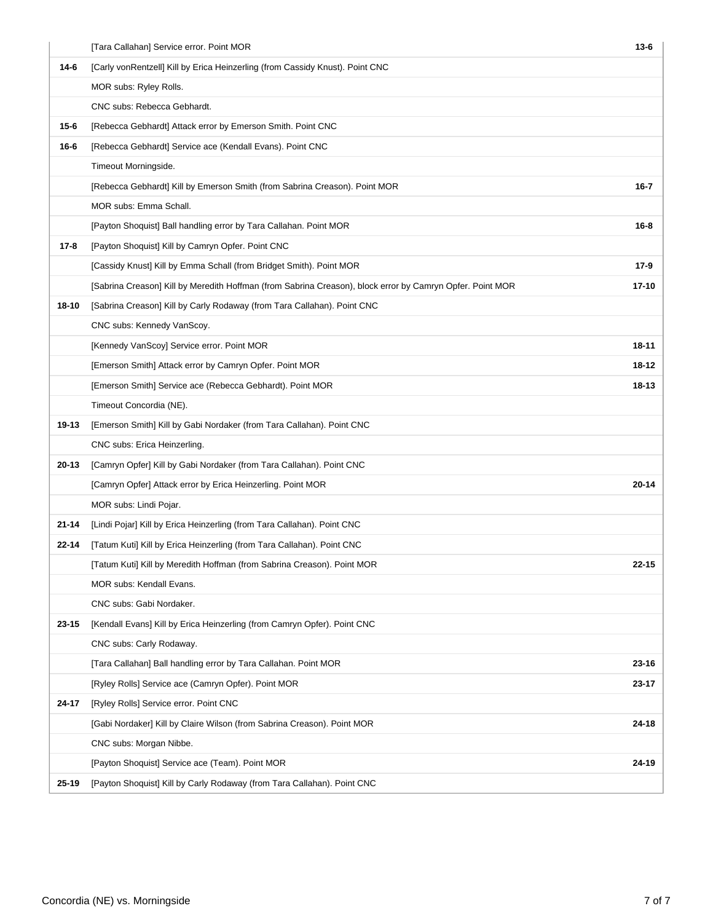| | | |
|---|---|---|
| | [Tara Callahan] Service error. Point MOR | 13-6 |
| 14-6 | [Carly vonRentzell] Kill by Erica Heinzerling (from Cassidy Knust). Point CNC | |
| | MOR subs: Ryley Rolls. | |
| | CNC subs: Rebecca Gebhardt. | |
| 15-6 | [Rebecca Gebhardt] Attack error by Emerson Smith. Point CNC | |
| 16-6 | [Rebecca Gebhardt] Service ace (Kendall Evans). Point CNC | |
| | Timeout Morningside. | |
| | [Rebecca Gebhardt] Kill by Emerson Smith (from Sabrina Creason). Point MOR | 16-7 |
| | MOR subs: Emma Schall. | |
| | [Payton Shoquist] Ball handling error by Tara Callahan. Point MOR | 16-8 |
| 17-8 | [Payton Shoquist] Kill by Camryn Opfer. Point CNC | |
| | [Cassidy Knust] Kill by Emma Schall (from Bridget Smith). Point MOR | 17-9 |
| | [Sabrina Creason] Kill by Meredith Hoffman (from Sabrina Creason), block error by Camryn Opfer. Point MOR | 17-10 |
| 18-10 | [Sabrina Creason] Kill by Carly Rodaway (from Tara Callahan). Point CNC | |
| | CNC subs: Kennedy VanScoy. | |
| | [Kennedy VanScoy] Service error. Point MOR | 18-11 |
| | [Emerson Smith] Attack error by Camryn Opfer. Point MOR | 18-12 |
| | [Emerson Smith] Service ace (Rebecca Gebhardt). Point MOR | 18-13 |
| | Timeout Concordia (NE). | |
| 19-13 | [Emerson Smith] Kill by Gabi Nordaker (from Tara Callahan). Point CNC | |
| | CNC subs: Erica Heinzerling. | |
| 20-13 | [Camryn Opfer] Kill by Gabi Nordaker (from Tara Callahan). Point CNC | |
| | [Camryn Opfer] Attack error by Erica Heinzerling. Point MOR | 20-14 |
| | MOR subs: Lindi Pojar. | |
| 21-14 | [Lindi Pojar] Kill by Erica Heinzerling (from Tara Callahan). Point CNC | |
| 22-14 | [Tatum Kuti] Kill by Erica Heinzerling (from Tara Callahan). Point CNC | |
| | [Tatum Kuti] Kill by Meredith Hoffman (from Sabrina Creason). Point MOR | 22-15 |
| | MOR subs: Kendall Evans. | |
| | CNC subs: Gabi Nordaker. | |
| 23-15 | [Kendall Evans] Kill by Erica Heinzerling (from Camryn Opfer). Point CNC | |
| | CNC subs: Carly Rodaway. | |
| | [Tara Callahan] Ball handling error by Tara Callahan. Point MOR | 23-16 |
| | [Ryley Rolls] Service ace (Camryn Opfer). Point MOR | 23-17 |
| 24-17 | [Ryley Rolls] Service error. Point CNC | |
| | [Gabi Nordaker] Kill by Claire Wilson (from Sabrina Creason). Point MOR | 24-18 |
| | CNC subs: Morgan Nibbe. | |
| | [Payton Shoquist] Service ace (Team). Point MOR | 24-19 |
| 25-19 | [Payton Shoquist] Kill by Carly Rodaway (from Tara Callahan). Point CNC | |